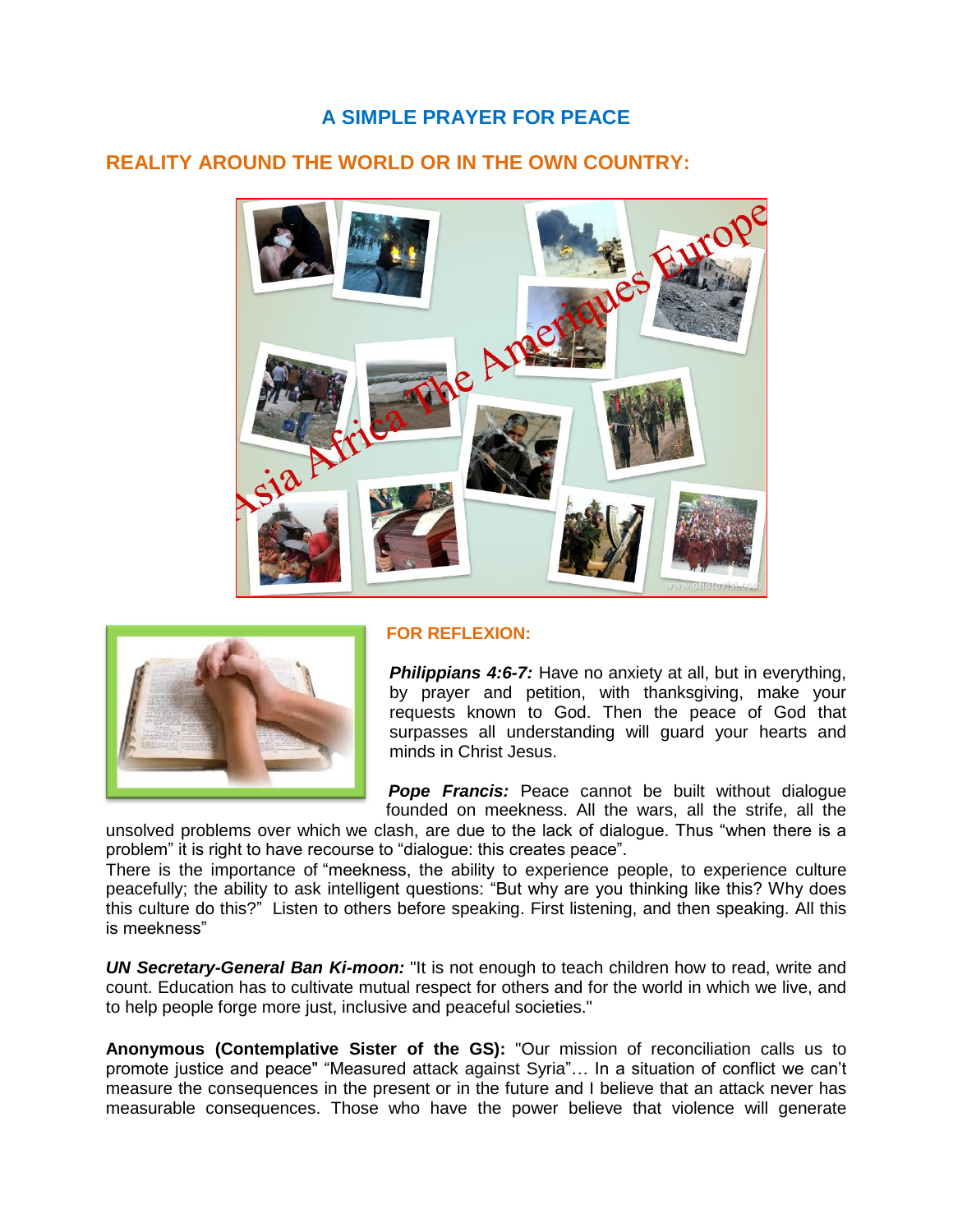# A SIMPLE PRAYER FOR PEACE

## REALITY AROUND THE WORLD OR IN THE OWN COUNTRY:

### FOR REFLEXION:

***Philippians 4:6-7:*** Have no anxiety at all, but in everything, by prayer and petition, with thanksgiving, make your requests known to God. Then the peace of God that surpasses all understanding will guard your hearts and minds in Christ Jesus.

***Pope Francis:*** Peace cannot be built without dialogue founded on meekness. All the wars, all the strife, all the unsolved problems over which we clash, are due to the lack of dialogue. Thus "when there is a problem" it is right to have recourse to "dialogue: this creates peace".
There is the importance of "meekness, the ability to experience people, to experience culture peacefully; the ability to ask intelligent questions: "But why are you thinking like this? Why does this culture do this?" Listen to others before speaking. First listening, and then speaking. All this is meekness"

***UN Secretary-General Ban Ki-moon:*** "It is not enough to teach children how to read, write and count. Education has to cultivate mutual respect for others and for the world in which we live, and to help people forge more just, inclusive and peaceful societies."

**Anonymous (Contemplative Sister of the GS):** "Our mission of reconciliation calls us to promote justice and peace" "Measured attack against Syria"… In a situation of conflict we can't measure the consequences in the present or in the future and I believe that an attack never has measurable consequences. Those who have the power believe that violence will generate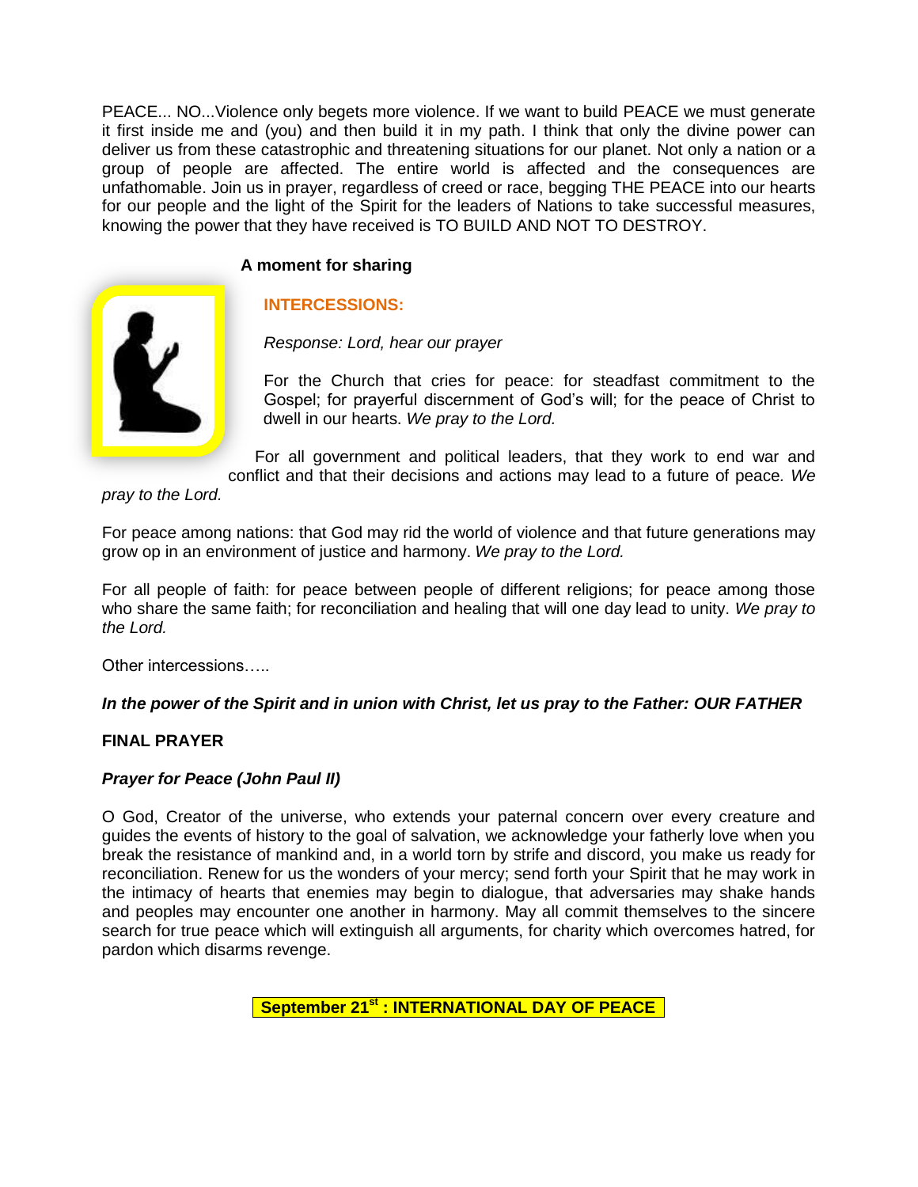PEACE... NO...Violence only begets more violence. If we want to build PEACE we must generate it first inside me and (you) and then build it in my path. I think that only the divine power can deliver us from these catastrophic and threatening situations for our planet. Not only a nation or a group of people are affected. The entire world is affected and the consequences are unfathomable. Join us in prayer, regardless of creed or race, begging THE PEACE into our hearts for our people and the light of the Spirit for the leaders of Nations to take successful measures, knowing the power that they have received is TO BUILD AND NOT TO DESTROY.

**A moment for sharing**

**INTERCESSIONS:**

*Response: Lord, hear our prayer*

For the Church that cries for peace: for steadfast commitment to the Gospel; for prayerful discernment of God's will; for the peace of Christ to dwell in our hearts. *We pray to the Lord.*

For all government and political leaders, that they work to end war and conflict and that their decisions and actions may lead to a future of peace*. We pray to the Lord.*

For peace among nations: that God may rid the world of violence and that future generations may grow op in an environment of justice and harmony. *We pray to the Lord.*

For all people of faith: for peace between people of different religions; for peace among those who share the same faith; for reconciliation and healing that will one day lead to unity. *We pray to the Lord.*

Other intercessions…..

***In the power of the Spirit and in union with Christ, let us pray to the Father: OUR FATHER***

**FINAL PRAYER**

***Prayer for Peace (John Paul II)***

O God, Creator of the universe, who extends your paternal concern over every creature and guides the events of history to the goal of salvation, we acknowledge your fatherly love when you break the resistance of mankind and, in a world torn by strife and discord, you make us ready for reconciliation. Renew for us the wonders of your mercy; send forth your Spirit that he may work in the intimacy of hearts that enemies may begin to dialogue, that adversaries may shake hands and peoples may encounter one another in harmony. May all commit themselves to the sincere search for true peace which will extinguish all arguments, for charity which overcomes hatred, for pardon which disarms revenge.

**September 21st : INTERNATIONAL DAY OF PEACE**